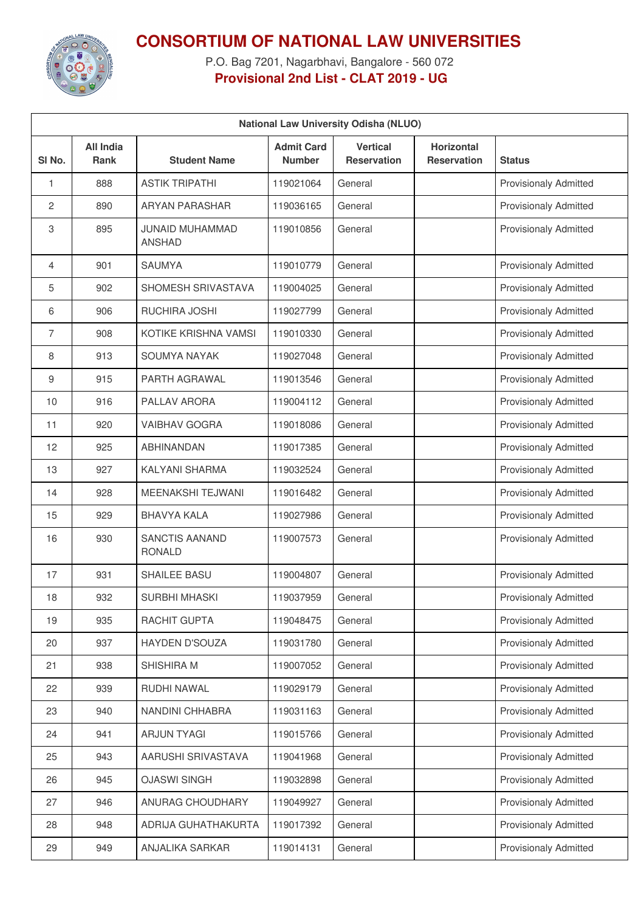# CONSORTIUM OF NATIONAL LAW UNIVERSITIES

P.O. Bag 7201, Nagarbhavi, Bangalore - 560 072

**Provisional 2nd List - CLAT 2019 - UG**

| National Law University Odisha (NLUO) | | | | | | |
|---|---|---|---|---|---|---|
| **Sl No.** | **All India Rank** | **Student Name** | **Admit Card Number** | **Vertical Reservation** | **Horizontal Reservation** | **Status** |
| 1 | 888 | ASTIK TRIPATHI | 119021064 | General | | Provisionaly Admitted |
| 2 | 890 | ARYAN PARASHAR | 119036165 | General | | Provisionaly Admitted |
| 3 | 895 | JUNAID MUHAMMAD ANSHAD | 119010856 | General | | Provisionaly Admitted |
| 4 | 901 | SAUMYA | 119010779 | General | | Provisionaly Admitted |
| 5 | 902 | SHOMESH SRIVASTAVA | 119004025 | General | | Provisionaly Admitted |
| 6 | 906 | RUCHIRA JOSHI | 119027799 | General | | Provisionaly Admitted |
| 7 | 908 | KOTIKE KRISHNA VAMSI | 119010330 | General | | Provisionaly Admitted |
| 8 | 913 | SOUMYA NAYAK | 119027048 | General | | Provisionaly Admitted |
| 9 | 915 | PARTH AGRAWAL | 119013546 | General | | Provisionaly Admitted |
| 10 | 916 | PALLAV ARORA | 119004112 | General | | Provisionaly Admitted |
| 11 | 920 | VAIBHAV GOGRA | 119018086 | General | | Provisionaly Admitted |
| 12 | 925 | ABHINANDAN | 119017385 | General | | Provisionaly Admitted |
| 13 | 927 | KALYANI SHARMA | 119032524 | General | | Provisionaly Admitted |
| 14 | 928 | MEENAKSHI TEJWANI | 119016482 | General | | Provisionaly Admitted |
| 15 | 929 | BHAVYA KALA | 119027986 | General | | Provisionaly Admitted |
| 16 | 930 | SANCTIS AANAND RONALD | 119007573 | General | | Provisionaly Admitted |
| 17 | 931 | SHAILEE BASU | 119004807 | General | | Provisionaly Admitted |
| 18 | 932 | SURBHI MHASKI | 119037959 | General | | Provisionaly Admitted |
| 19 | 935 | RACHIT GUPTA | 119048475 | General | | Provisionaly Admitted |
| 20 | 937 | HAYDEN D'SOUZA | 119031780 | General | | Provisionaly Admitted |
| 21 | 938 | SHISHIRA M | 119007052 | General | | Provisionaly Admitted |
| 22 | 939 | RUDHI NAWAL | 119029179 | General | | Provisionaly Admitted |
| 23 | 940 | NANDINI CHHABRA | 119031163 | General | | Provisionaly Admitted |
| 24 | 941 | ARJUN TYAGI | 119015766 | General | | Provisionaly Admitted |
| 25 | 943 | AARUSHI SRIVASTAVA | 119041968 | General | | Provisionaly Admitted |
| 26 | 945 | OJASWI SINGH | 119032898 | General | | Provisionaly Admitted |
| 27 | 946 | ANURAG CHOUDHARY | 119049927 | General | | Provisionaly Admitted |
| 28 | 948 | ADRIJA GUHATHAKURTA | 119017392 | General | | Provisionaly Admitted |
| 29 | 949 | ANJALIKA SARKAR | 119014131 | General | | Provisionaly Admitted |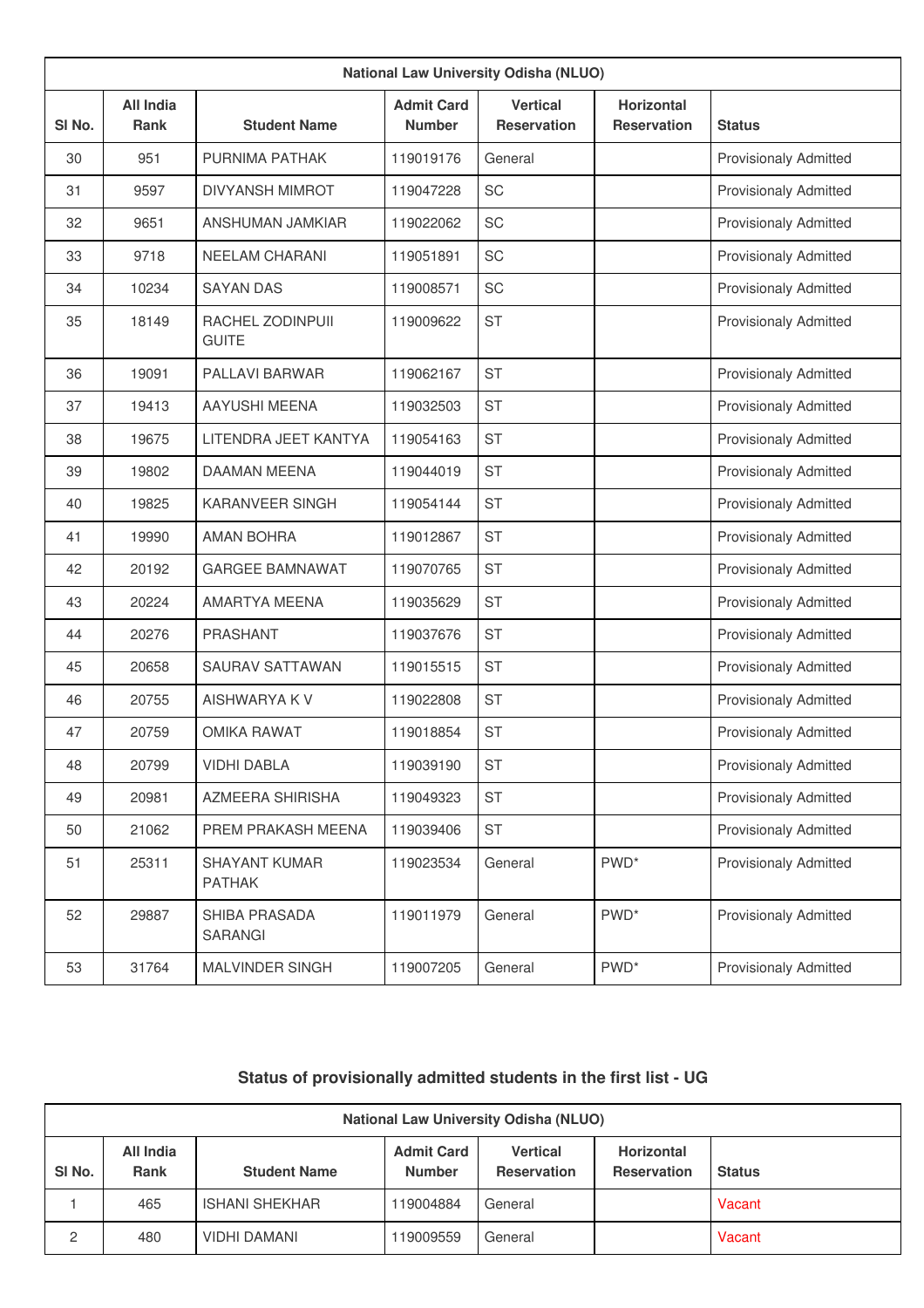| National Law University Odisha (NLUO) | | | | | | |
|---|---|---|---|---|---|---|
| Sl No. | All India Rank | Student Name | Admit Card Number | Vertical Reservation | Horizontal Reservation | Status |
| 30 | 951 | PURNIMA PATHAK | 119019176 | General | | Provisionaly Admitted |
| 31 | 9597 | DIVYANSH MIMROT | 119047228 | SC | | Provisionaly Admitted |
| 32 | 9651 | ANSHUMAN JAMKIAR | 119022062 | SC | | Provisionaly Admitted |
| 33 | 9718 | NEELAM CHARANI | 119051891 | SC | | Provisionaly Admitted |
| 34 | 10234 | SAYAN DAS | 119008571 | SC | | Provisionaly Admitted |
| 35 | 18149 | RACHEL ZODINPUII GUITE | 119009622 | ST | | Provisionaly Admitted |
| 36 | 19091 | PALLAVI BARWAR | 119062167 | ST | | Provisionaly Admitted |
| 37 | 19413 | AAYUSHI MEENA | 119032503 | ST | | Provisionaly Admitted |
| 38 | 19675 | LITENDRA JEET KANTYA | 119054163 | ST | | Provisionaly Admitted |
| 39 | 19802 | DAAMAN MEENA | 119044019 | ST | | Provisionaly Admitted |
| 40 | 19825 | KARANVEER SINGH | 119054144 | ST | | Provisionaly Admitted |
| 41 | 19990 | AMAN BOHRA | 119012867 | ST | | Provisionaly Admitted |
| 42 | 20192 | GARGEE BAMNAWAT | 119070765 | ST | | Provisionaly Admitted |
| 43 | 20224 | AMARTYA MEENA | 119035629 | ST | | Provisionaly Admitted |
| 44 | 20276 | PRASHANT | 119037676 | ST | | Provisionaly Admitted |
| 45 | 20658 | SAURAV SATTAWAN | 119015515 | ST | | Provisionaly Admitted |
| 46 | 20755 | AISHWARYA K V | 119022808 | ST | | Provisionaly Admitted |
| 47 | 20759 | OMIKA RAWAT | 119018854 | ST | | Provisionaly Admitted |
| 48 | 20799 | VIDHI DABLA | 119039190 | ST | | Provisionaly Admitted |
| 49 | 20981 | AZMEERA SHIRISHA | 119049323 | ST | | Provisionaly Admitted |
| 50 | 21062 | PREM PRAKASH MEENA | 119039406 | ST | | Provisionaly Admitted |
| 51 | 25311 | SHAYANT KUMAR PATHAK | 119023534 | General | PWD* | Provisionaly Admitted |
| 52 | 29887 | SHIBA PRASADA SARANGI | 119011979 | General | PWD* | Provisionaly Admitted |
| 53 | 31764 | MALVINDER SINGH | 119007205 | General | PWD* | Provisionaly Admitted |

## Status of provisionally admitted students in the first list - UG

| National Law University Odisha (NLUO) | | | | | | |
|---|---|---|---|---|---|---|
| Sl No. | All India Rank | Student Name | Admit Card Number | Vertical Reservation | Horizontal Reservation | Status |
| 1 | 465 | ISHANI SHEKHAR | 119004884 | General | | Vacant |
| 2 | 480 | VIDHI DAMANI | 119009559 | General | | Vacant |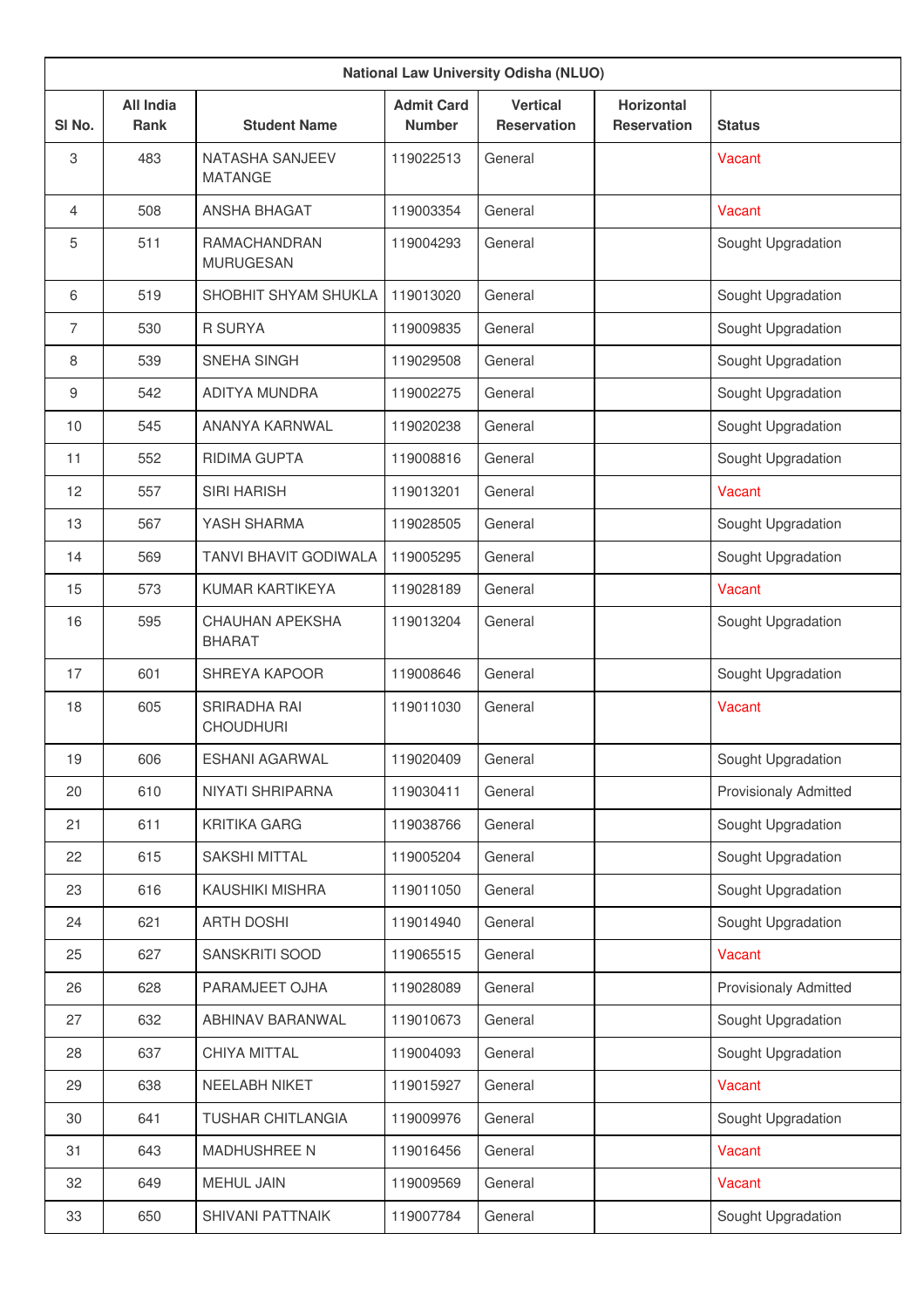| National Law University Odisha (NLUO) | | | | | | |
|---|---|---|---|---|---|---|
| Sl No. | All India Rank | Student Name | Admit Card Number | Vertical Reservation | Horizontal Reservation | Status |
| 3 | 483 | NATASHA SANJEEV MATANGE | 119022513 | General | | Vacant |
| 4 | 508 | ANSHA BHAGAT | 119003354 | General | | Vacant |
| 5 | 511 | RAMACHANDRAN MURUGESAN | 119004293 | General | | Sought Upgradation |
| 6 | 519 | SHOBHIT SHYAM SHUKLA | 119013020 | General | | Sought Upgradation |
| 7 | 530 | R SURYA | 119009835 | General | | Sought Upgradation |
| 8 | 539 | SNEHA SINGH | 119029508 | General | | Sought Upgradation |
| 9 | 542 | ADITYA MUNDRA | 119002275 | General | | Sought Upgradation |
| 10 | 545 | ANANYA KARNWAL | 119020238 | General | | Sought Upgradation |
| 11 | 552 | RIDIMA GUPTA | 119008816 | General | | Sought Upgradation |
| 12 | 557 | SIRI HARISH | 119013201 | General | | Vacant |
| 13 | 567 | YASH SHARMA | 119028505 | General | | Sought Upgradation |
| 14 | 569 | TANVI BHAVIT GODIWALA | 119005295 | General | | Sought Upgradation |
| 15 | 573 | KUMAR KARTIKEYA | 119028189 | General | | Vacant |
| 16 | 595 | CHAUHAN APEKSHA BHARAT | 119013204 | General | | Sought Upgradation |
| 17 | 601 | SHREYA KAPOOR | 119008646 | General | | Sought Upgradation |
| 18 | 605 | SRIRADHA RAI CHOUDHURI | 119011030 | General | | Vacant |
| 19 | 606 | ESHANI AGARWAL | 119020409 | General | | Sought Upgradation |
| 20 | 610 | NIYATI SHRIPARNA | 119030411 | General | | Provisionaly Admitted |
| 21 | 611 | KRITIKA GARG | 119038766 | General | | Sought Upgradation |
| 22 | 615 | SAKSHI MITTAL | 119005204 | General | | Sought Upgradation |
| 23 | 616 | KAUSHIKI MISHRA | 119011050 | General | | Sought Upgradation |
| 24 | 621 | ARTH DOSHI | 119014940 | General | | Sought Upgradation |
| 25 | 627 | SANSKRITI SOOD | 119065515 | General | | Vacant |
| 26 | 628 | PARAMJEET OJHA | 119028089 | General | | Provisionaly Admitted |
| 27 | 632 | ABHINAV BARANWAL | 119010673 | General | | Sought Upgradation |
| 28 | 637 | CHIYA MITTAL | 119004093 | General | | Sought Upgradation |
| 29 | 638 | NEELABH NIKET | 119015927 | General | | Vacant |
| 30 | 641 | TUSHAR CHITLANGIA | 119009976 | General | | Sought Upgradation |
| 31 | 643 | MADHUSHREE N | 119016456 | General | | Vacant |
| 32 | 649 | MEHUL JAIN | 119009569 | General | | Vacant |
| 33 | 650 | SHIVANI PATTNAIK | 119007784 | General | | Sought Upgradation |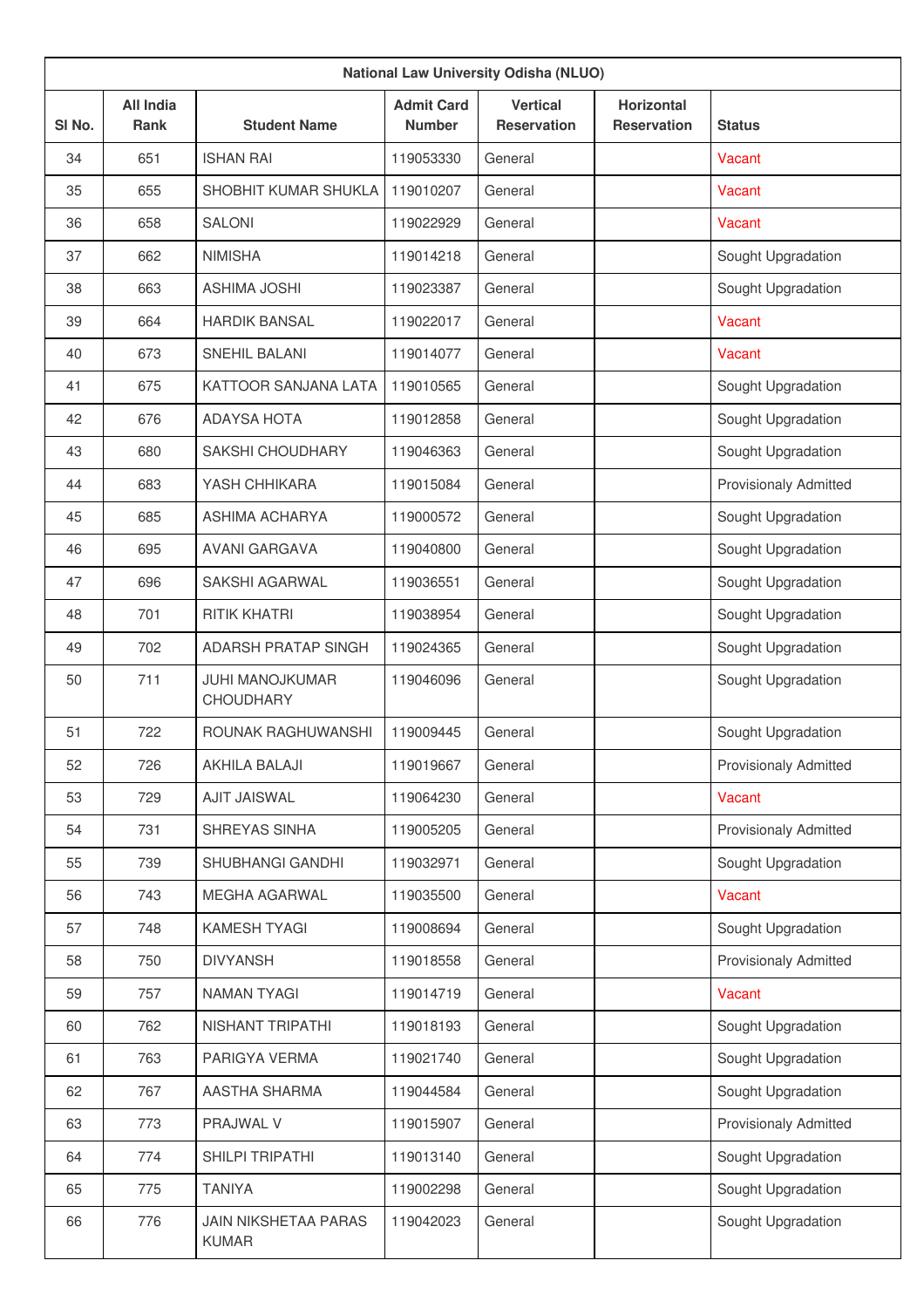| National Law University Odisha (NLUO) | | | | | | |
|---|---|---|---|---|---|---|
| Sl No. | All India Rank | Student Name | Admit Card Number | Vertical Reservation | Horizontal Reservation | Status |
| 34 | 651 | ISHAN RAI | 119053330 | General | | Vacant |
| 35 | 655 | SHOBHIT KUMAR SHUKLA | 119010207 | General | | Vacant |
| 36 | 658 | SALONI | 119022929 | General | | Vacant |
| 37 | 662 | NIMISHA | 119014218 | General | | Sought Upgradation |
| 38 | 663 | ASHIMA JOSHI | 119023387 | General | | Sought Upgradation |
| 39 | 664 | HARDIK BANSAL | 119022017 | General | | Vacant |
| 40 | 673 | SNEHIL BALANI | 119014077 | General | | Vacant |
| 41 | 675 | KATTOOR SANJANA LATA | 119010565 | General | | Sought Upgradation |
| 42 | 676 | ADAYSA HOTA | 119012858 | General | | Sought Upgradation |
| 43 | 680 | SAKSHI CHOUDHARY | 119046363 | General | | Sought Upgradation |
| 44 | 683 | YASH CHHIKARA | 119015084 | General | | Provisionaly Admitted |
| 45 | 685 | ASHIMA ACHARYA | 119000572 | General | | Sought Upgradation |
| 46 | 695 | AVANI GARGAVA | 119040800 | General | | Sought Upgradation |
| 47 | 696 | SAKSHI AGARWAL | 119036551 | General | | Sought Upgradation |
| 48 | 701 | RITIK KHATRI | 119038954 | General | | Sought Upgradation |
| 49 | 702 | ADARSH PRATAP SINGH | 119024365 | General | | Sought Upgradation |
| 50 | 711 | JUHI MANOJKUMAR CHOUDHARY | 119046096 | General | | Sought Upgradation |
| 51 | 722 | ROUNAK RAGHUWANSHI | 119009445 | General | | Sought Upgradation |
| 52 | 726 | AKHILA BALAJI | 119019667 | General | | Provisionaly Admitted |
| 53 | 729 | AJIT JAISWAL | 119064230 | General | | Vacant |
| 54 | 731 | SHREYAS SINHA | 119005205 | General | | Provisionaly Admitted |
| 55 | 739 | SHUBHANGI GANDHI | 119032971 | General | | Sought Upgradation |
| 56 | 743 | MEGHA AGARWAL | 119035500 | General | | Vacant |
| 57 | 748 | KAMESH TYAGI | 119008694 | General | | Sought Upgradation |
| 58 | 750 | DIVYANSH | 119018558 | General | | Provisionaly Admitted |
| 59 | 757 | NAMAN TYAGI | 119014719 | General | | Vacant |
| 60 | 762 | NISHANT TRIPATHI | 119018193 | General | | Sought Upgradation |
| 61 | 763 | PARIGYA VERMA | 119021740 | General | | Sought Upgradation |
| 62 | 767 | AASTHA SHARMA | 119044584 | General | | Sought Upgradation |
| 63 | 773 | PRAJWAL V | 119015907 | General | | Provisionaly Admitted |
| 64 | 774 | SHILPI TRIPATHI | 119013140 | General | | Sought Upgradation |
| 65 | 775 | TANIYA | 119002298 | General | | Sought Upgradation |
| 66 | 776 | JAIN NIKSHETAA PARAS KUMAR | 119042023 | General | | Sought Upgradation |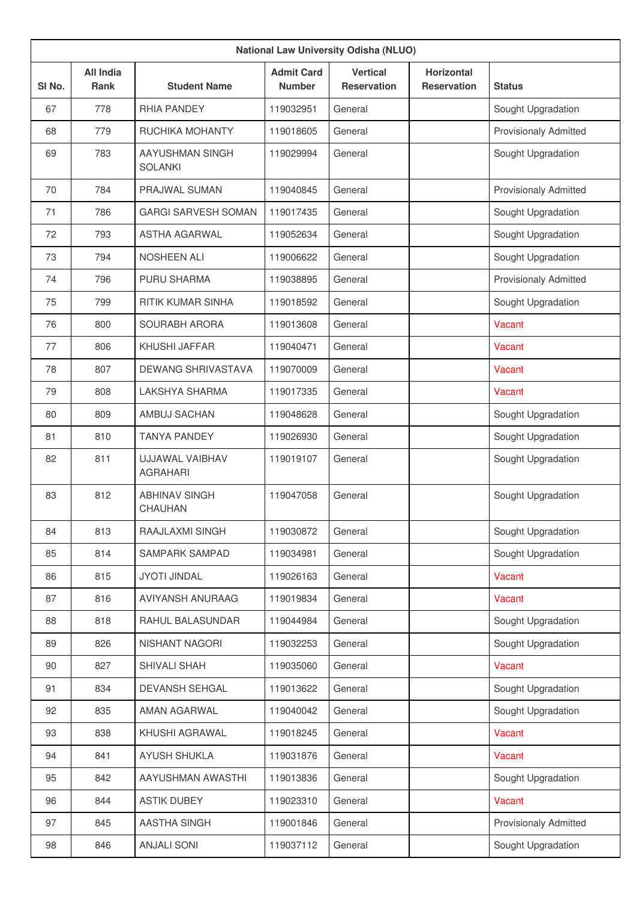| National Law University Odisha (NLUO) | | | | | | |
|---|---|---|---|---|---|---|
| Sl No. | All India Rank | Student Name | Admit Card Number | Vertical Reservation | Horizontal Reservation | Status |
| 67 | 778 | RHIA PANDEY | 119032951 | General | | Sought Upgradation |
| 68 | 779 | RUCHIKA MOHANTY | 119018605 | General | | Provisionaly Admitted |
| 69 | 783 | AAYUSHMAN SINGH SOLANKI | 119029994 | General | | Sought Upgradation |
| 70 | 784 | PRAJWAL SUMAN | 119040845 | General | | Provisionaly Admitted |
| 71 | 786 | GARGI SARVESH SOMAN | 119017435 | General | | Sought Upgradation |
| 72 | 793 | ASTHA AGARWAL | 119052634 | General | | Sought Upgradation |
| 73 | 794 | NOSHEEN ALI | 119006622 | General | | Sought Upgradation |
| 74 | 796 | PURU SHARMA | 119038895 | General | | Provisionaly Admitted |
| 75 | 799 | RITIK KUMAR SINHA | 119018592 | General | | Sought Upgradation |
| 76 | 800 | SOURABH ARORA | 119013608 | General | | Vacant |
| 77 | 806 | KHUSHI JAFFAR | 119040471 | General | | Vacant |
| 78 | 807 | DEWANG SHRIVASTAVA | 119070009 | General | | Vacant |
| 79 | 808 | LAKSHYA SHARMA | 119017335 | General | | Vacant |
| 80 | 809 | AMBUJ SACHAN | 119048628 | General | | Sought Upgradation |
| 81 | 810 | TANYA PANDEY | 119026930 | General | | Sought Upgradation |
| 82 | 811 | UJJAWAL VAIBHAV AGRAHARI | 119019107 | General | | Sought Upgradation |
| 83 | 812 | ABHINAV SINGH CHAUHAN | 119047058 | General | | Sought Upgradation |
| 84 | 813 | RAAJLAXMI SINGH | 119030872 | General | | Sought Upgradation |
| 85 | 814 | SAMPARK SAMPAD | 119034981 | General | | Sought Upgradation |
| 86 | 815 | JYOTI JINDAL | 119026163 | General | | Vacant |
| 87 | 816 | AVIYANSH ANURAAG | 119019834 | General | | Vacant |
| 88 | 818 | RAHUL BALASUNDAR | 119044984 | General | | Sought Upgradation |
| 89 | 826 | NISHANT NAGORI | 119032253 | General | | Sought Upgradation |
| 90 | 827 | SHIVALI SHAH | 119035060 | General | | Vacant |
| 91 | 834 | DEVANSH SEHGAL | 119013622 | General | | Sought Upgradation |
| 92 | 835 | AMAN AGARWAL | 119040042 | General | | Sought Upgradation |
| 93 | 838 | KHUSHI AGRAWAL | 119018245 | General | | Vacant |
| 94 | 841 | AYUSH SHUKLA | 119031876 | General | | Vacant |
| 95 | 842 | AAYUSHMAN AWASTHI | 119013836 | General | | Sought Upgradation |
| 96 | 844 | ASTIK DUBEY | 119023310 | General | | Vacant |
| 97 | 845 | AASTHA SINGH | 119001846 | General | | Provisionaly Admitted |
| 98 | 846 | ANJALI SONI | 119037112 | General | | Sought Upgradation |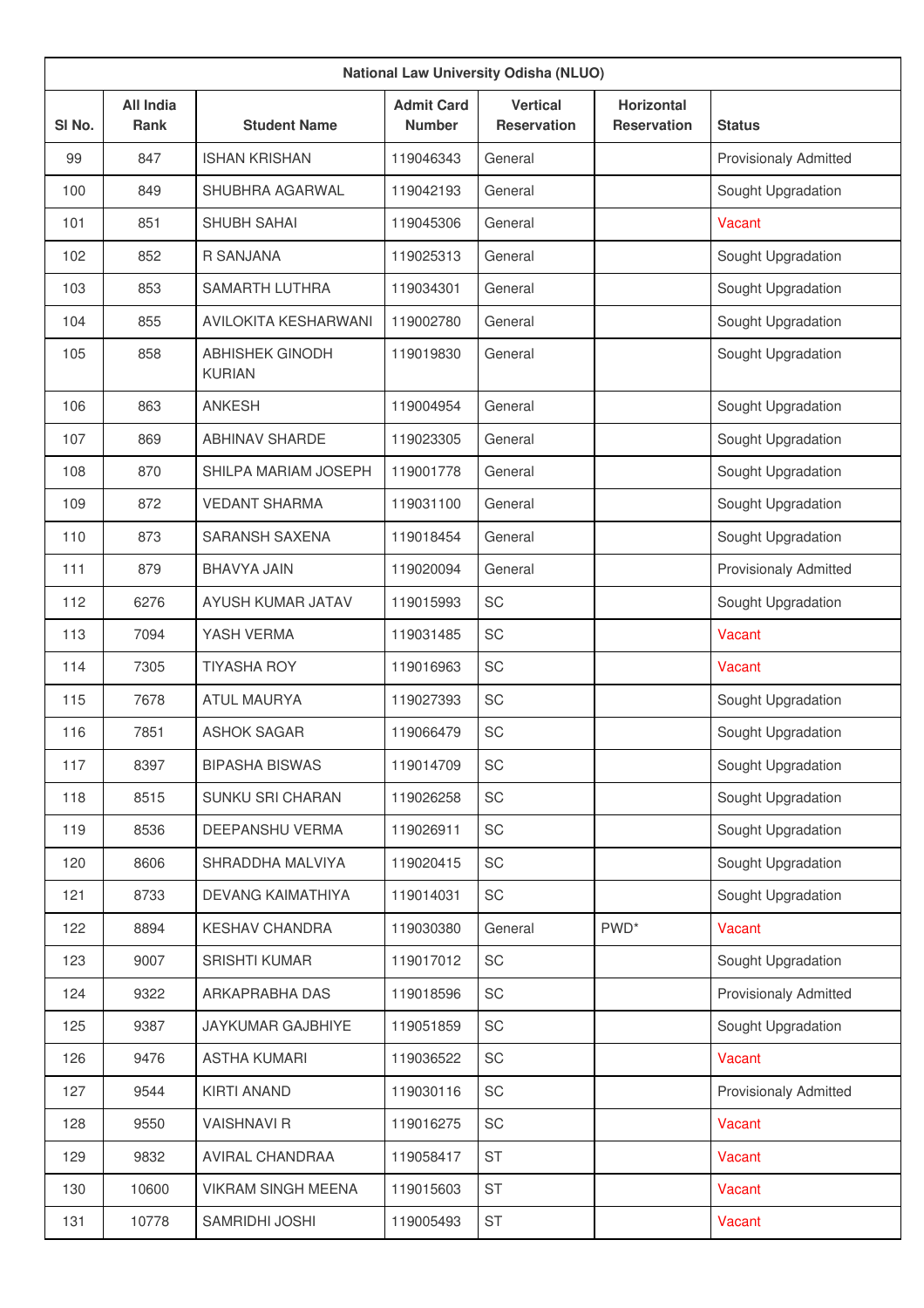| National Law University Odisha (NLUO) | | | | | | |
|---|---|---|---|---|---|---|
| Sl No. | All India Rank | Student Name | Admit Card Number | Vertical Reservation | Horizontal Reservation | Status |
| 99 | 847 | ISHAN KRISHAN | 119046343 | General | | Provisionaly Admitted |
| 100 | 849 | SHUBHRA AGARWAL | 119042193 | General | | Sought Upgradation |
| 101 | 851 | SHUBH SAHAI | 119045306 | General | | Vacant |
| 102 | 852 | R SANJANA | 119025313 | General | | Sought Upgradation |
| 103 | 853 | SAMARTH LUTHRA | 119034301 | General | | Sought Upgradation |
| 104 | 855 | AVILOKITA KESHARWANI | 119002780 | General | | Sought Upgradation |
| 105 | 858 | ABHISHEK GINODH KURIAN | 119019830 | General | | Sought Upgradation |
| 106 | 863 | ANKESH | 119004954 | General | | Sought Upgradation |
| 107 | 869 | ABHINAV SHARDE | 119023305 | General | | Sought Upgradation |
| 108 | 870 | SHILPA MARIAM JOSEPH | 119001778 | General | | Sought Upgradation |
| 109 | 872 | VEDANT SHARMA | 119031100 | General | | Sought Upgradation |
| 110 | 873 | SARANSH SAXENA | 119018454 | General | | Sought Upgradation |
| 111 | 879 | BHAVYA JAIN | 119020094 | General | | Provisionaly Admitted |
| 112 | 6276 | AYUSH KUMAR JATAV | 119015993 | SC | | Sought Upgradation |
| 113 | 7094 | YASH VERMA | 119031485 | SC | | Vacant |
| 114 | 7305 | TIYASHA ROY | 119016963 | SC | | Vacant |
| 115 | 7678 | ATUL MAURYA | 119027393 | SC | | Sought Upgradation |
| 116 | 7851 | ASHOK SAGAR | 119066479 | SC | | Sought Upgradation |
| 117 | 8397 | BIPASHA BISWAS | 119014709 | SC | | Sought Upgradation |
| 118 | 8515 | SUNKU SRI CHARAN | 119026258 | SC | | Sought Upgradation |
| 119 | 8536 | DEEPANSHU VERMA | 119026911 | SC | | Sought Upgradation |
| 120 | 8606 | SHRADDHA MALVIYA | 119020415 | SC | | Sought Upgradation |
| 121 | 8733 | DEVANG KAIMATHIYA | 119014031 | SC | | Sought Upgradation |
| 122 | 8894 | KESHAV CHANDRA | 119030380 | General | PWD* | Vacant |
| 123 | 9007 | SRISHTI KUMAR | 119017012 | SC | | Sought Upgradation |
| 124 | 9322 | ARKAPRABHA DAS | 119018596 | SC | | Provisionaly Admitted |
| 125 | 9387 | JAYKUMAR GAJBHIYE | 119051859 | SC | | Sought Upgradation |
| 126 | 9476 | ASTHA KUMARI | 119036522 | SC | | Vacant |
| 127 | 9544 | KIRTI ANAND | 119030116 | SC | | Provisionaly Admitted |
| 128 | 9550 | VAISHNAVI R | 119016275 | SC | | Vacant |
| 129 | 9832 | AVIRAL CHANDRAA | 119058417 | ST | | Vacant |
| 130 | 10600 | VIKRAM SINGH MEENA | 119015603 | ST | | Vacant |
| 131 | 10778 | SAMRIDHI JOSHI | 119005493 | ST | | Vacant |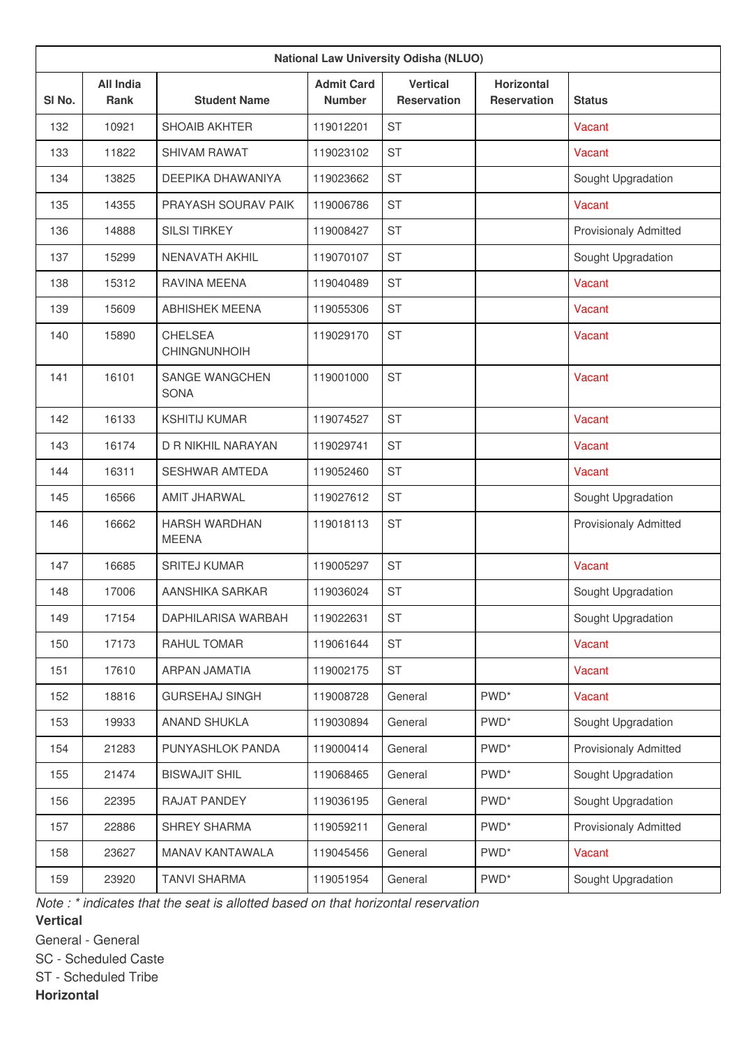| National Law University Odisha (NLUO) | | | | | | |
|---|---|---|---|---|---|---|
| Sl No. | All India Rank | Student Name | Admit Card Number | Vertical Reservation | Horizontal Reservation | Status |
| 132 | 10921 | SHOAIB AKHTER | 119012201 | ST | | Vacant |
| 133 | 11822 | SHIVAM RAWAT | 119023102 | ST | | Vacant |
| 134 | 13825 | DEEPIKA DHAWANIYA | 119023662 | ST | | Sought Upgradation |
| 135 | 14355 | PRAYASH SOURAV PAIK | 119006786 | ST | | Vacant |
| 136 | 14888 | SILSI TIRKEY | 119008427 | ST | | Provisionaly Admitted |
| 137 | 15299 | NENAVATH AKHIL | 119070107 | ST | | Sought Upgradation |
| 138 | 15312 | RAVINA MEENA | 119040489 | ST | | Vacant |
| 139 | 15609 | ABHISHEK MEENA | 119055306 | ST | | Vacant |
| 140 | 15890 | CHELSEA CHINGNUNHOIH | 119029170 | ST | | Vacant |
| 141 | 16101 | SANGE WANGCHEN SONA | 119001000 | ST | | Vacant |
| 142 | 16133 | KSHITIJ KUMAR | 119074527 | ST | | Vacant |
| 143 | 16174 | D R NIKHIL NARAYAN | 119029741 | ST | | Vacant |
| 144 | 16311 | SESHWAR AMTEDA | 119052460 | ST | | Vacant |
| 145 | 16566 | AMIT JHARWAL | 119027612 | ST | | Sought Upgradation |
| 146 | 16662 | HARSH WARDHAN MEENA | 119018113 | ST | | Provisionaly Admitted |
| 147 | 16685 | SRITEJ KUMAR | 119005297 | ST | | Vacant |
| 148 | 17006 | AANSHIKA SARKAR | 119036024 | ST | | Sought Upgradation |
| 149 | 17154 | DAPHILARISA WARBAH | 119022631 | ST | | Sought Upgradation |
| 150 | 17173 | RAHUL TOMAR | 119061644 | ST | | Vacant |
| 151 | 17610 | ARPAN JAMATIA | 119002175 | ST | | Vacant |
| 152 | 18816 | GURSEHAJ SINGH | 119008728 | General | PWD* | Vacant |
| 153 | 19933 | ANAND SHUKLA | 119030894 | General | PWD* | Sought Upgradation |
| 154 | 21283 | PUNYASHLOK PANDA | 119000414 | General | PWD* | Provisionaly Admitted |
| 155 | 21474 | BISWAJIT SHIL | 119068465 | General | PWD* | Sought Upgradation |
| 156 | 22395 | RAJAT PANDEY | 119036195 | General | PWD* | Sought Upgradation |
| 157 | 22886 | SHREY SHARMA | 119059211 | General | PWD* | Provisionaly Admitted |
| 158 | 23627 | MANAV KANTAWALA | 119045456 | General | PWD* | Vacant |
| 159 | 23920 | TANVI SHARMA | 119051954 | General | PWD* | Sought Upgradation |

*Note : * indicates that the seat is allotted based on that horizontal reservation*

**Vertical**

General - General

SC - Scheduled Caste

ST - Scheduled Tribe

**Horizontal**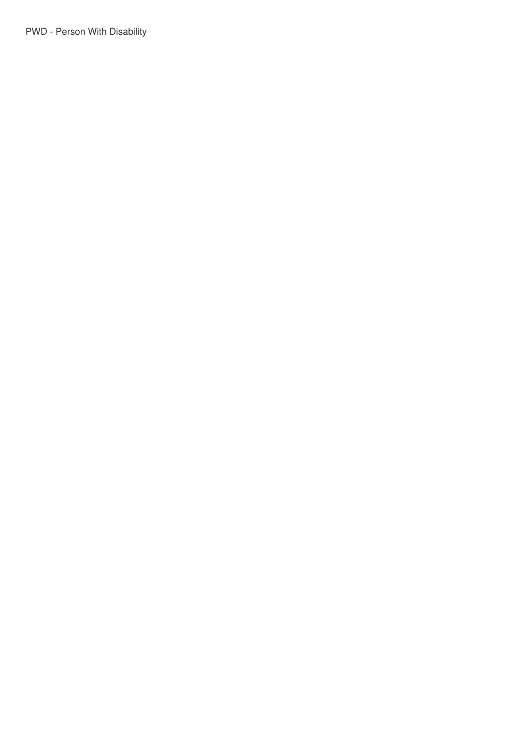PWD - Person With Disability